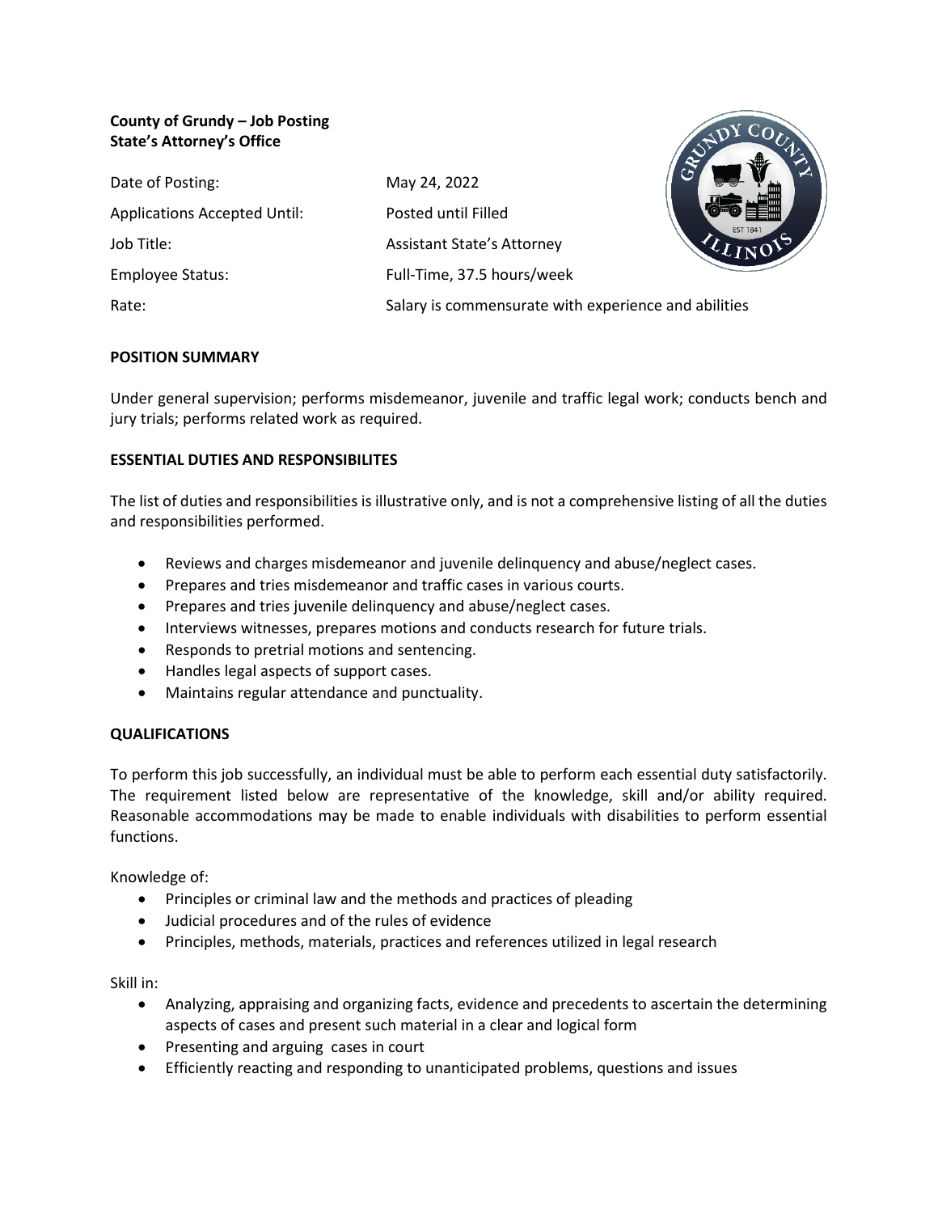**County of Grundy – Job Posting**
**State's Attorney's Office**

Date of Posting: May 24, 2022

Applications Accepted Until: Posted until Filled

Job Title: Assistant State's Attorney

Employee Status: Full-Time, 37.5 hours/week

Rate: Salary is commensurate with experience and abilities

## POSITION SUMMARY

Under general supervision; performs misdemeanor, juvenile and traffic legal work; conducts bench and jury trials; performs related work as required.

## ESSENTIAL DUTIES AND RESPONSIBILITES

The list of duties and responsibilities is illustrative only, and is not a comprehensive listing of all the duties and responsibilities performed.

- Reviews and charges misdemeanor and juvenile delinquency and abuse/neglect cases.
- Prepares and tries misdemeanor and traffic cases in various courts.
- Prepares and tries juvenile delinquency and abuse/neglect cases.
- Interviews witnesses, prepares motions and conducts research for future trials.
- Responds to pretrial motions and sentencing.
- Handles legal aspects of support cases.
- Maintains regular attendance and punctuality.

## QUALIFICATIONS

To perform this job successfully, an individual must be able to perform each essential duty satisfactorily. The requirement listed below are representative of the knowledge, skill and/or ability required. Reasonable accommodations may be made to enable individuals with disabilities to perform essential functions.

Knowledge of:

- Principles or criminal law and the methods and practices of pleading
- Judicial procedures and of the rules of evidence
- Principles, methods, materials, practices and references utilized in legal research

Skill in:

- Analyzing, appraising and organizing facts, evidence and precedents to ascertain the determining aspects of cases and present such material in a clear and logical form
- Presenting and arguing cases in court
- Efficiently reacting and responding to unanticipated problems, questions and issues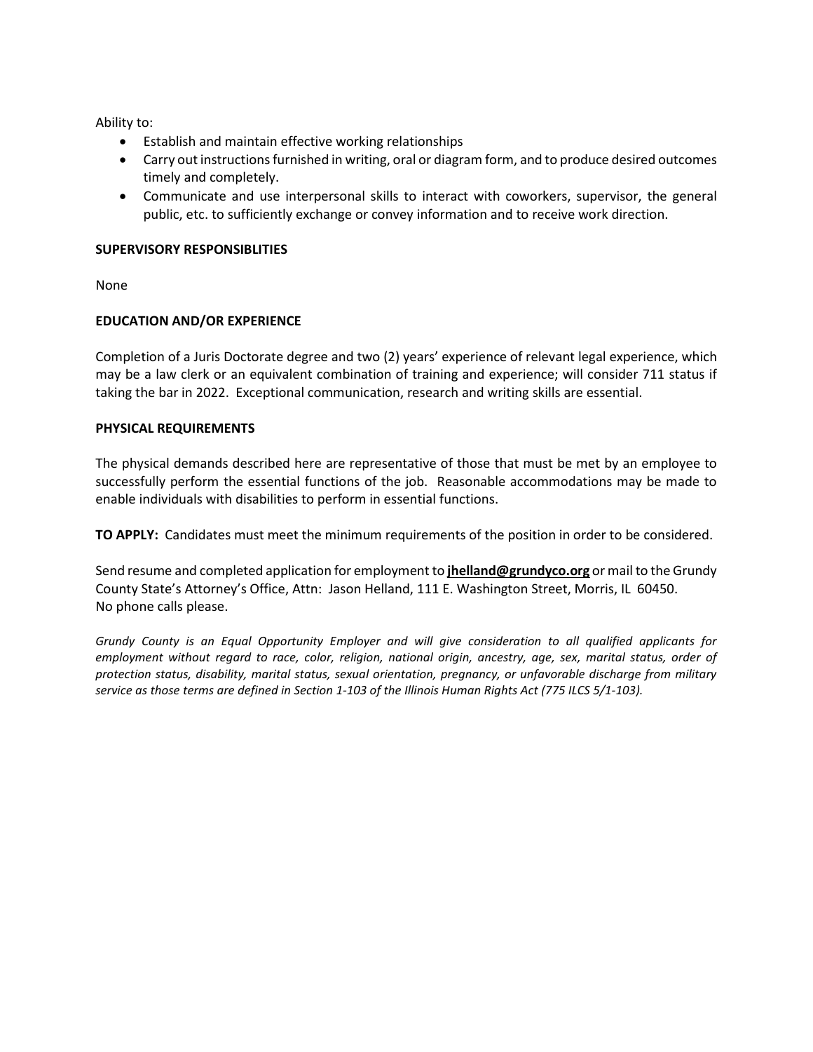Ability to:

- Establish and maintain effective working relationships
- Carry out instructions furnished in writing, oral or diagram form, and to produce desired outcomes timely and completely.
- Communicate and use interpersonal skills to interact with coworkers, supervisor, the general public, etc. to sufficiently exchange or convey information and to receive work direction.

**SUPERVISORY RESPONSIBLITIES**

None

**EDUCATION AND/OR EXPERIENCE**

Completion of a Juris Doctorate degree and two (2) years' experience of relevant legal experience, which may be a law clerk or an equivalent combination of training and experience; will consider 711 status if taking the bar in 2022. Exceptional communication, research and writing skills are essential.

**PHYSICAL REQUIREMENTS**

The physical demands described here are representative of those that must be met by an employee to successfully perform the essential functions of the job. Reasonable accommodations may be made to enable individuals with disabilities to perform in essential functions.

**TO APPLY:** Candidates must meet the minimum requirements of the position in order to be considered.

Send resume and completed application for employment to **jhelland@grundyco.org** or mail to the Grundy County State's Attorney's Office, Attn: Jason Helland, 111 E. Washington Street, Morris, IL 60450.
No phone calls please.

*Grundy County is an Equal Opportunity Employer and will give consideration to all qualified applicants for employment without regard to race, color, religion, national origin, ancestry, age, sex, marital status, order of protection status, disability, marital status, sexual orientation, pregnancy, or unfavorable discharge from military service as those terms are defined in Section 1-103 of the Illinois Human Rights Act (775 ILCS 5/1-103).*